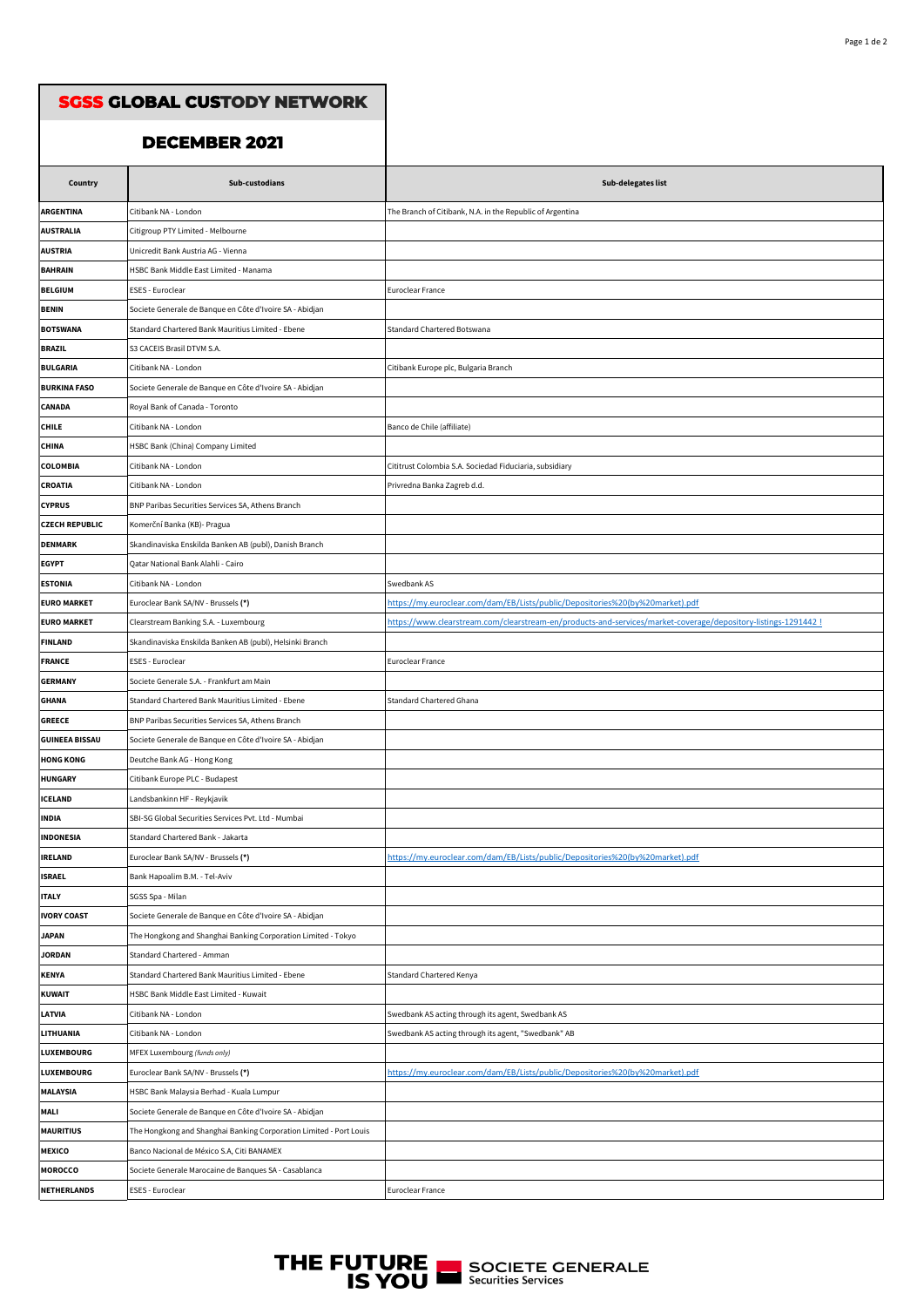# SGSS GLOBAL CUSTODY NETWORK

## DECEMBER 2021

| Country | Sub-custodians | Sub-delegates list |
|---|---|---|
| **ARGENTINA** | Citibank NA - London | The Branch of Citibank, N.A. in the Republic of Argentina |
| **AUSTRALIA** | Citigroup PTY Limited - Melbourne | |
| **AUSTRIA** | Unicredit Bank Austria AG - Vienna | |
| **BAHRAIN** | HSBC Bank Middle East Limited - Manama | |
| **BELGIUM** | ESES - Euroclear | Euroclear France |
| **BENIN** | Societe Generale de Banque en Côte d'Ivoire SA - Abidjan | |
| **BOTSWANA** | Standard Chartered Bank Mauritius Limited - Ebene | Standard Chartered Botswana |
| **BRAZIL** | S3 CACEIS Brasil DTVM S.A. | |
| **BULGARIA** | Citibank NA - London | Citibank Europe plc, Bulgaria Branch |
| **BURKINA FASO** | Societe Generale de Banque en Côte d'Ivoire SA - Abidjan | |
| **CANADA** | Royal Bank of Canada - Toronto | |
| **CHILE** | Citibank NA - London | Banco de Chile (affiliate) |
| **CHINA** | HSBC Bank (China) Company Limited | |
| **COLOMBIA** | Citibank NA - London | Cititrust Colombia S.A. Sociedad Fiduciaria, subsidiary |
| **CROATIA** | Citibank NA - London | Privredna Banka Zagreb d.d. |
| **CYPRUS** | BNP Paribas Securities Services SA, Athens Branch | |
| **CZECH REPUBLIC** | Komerční Banka (KB)- Prague | |
| **DENMARK** | Skandinaviska Enskilda Banken AB (publ), Danish Branch | |
| **EGYPT** | Qatar National Bank Alahli - Cairo | |
| **ESTONIA** | Citibank NA - London | Swedbank AS |
| **EURO MARKET** | Euroclear Bank SA/NV - Brussels **(*)** | https://my.euroclear.com/dam/EB/Lists/public/Depositories%20(by%20market).pdf |
| **EURO MARKET** | Clearstream Banking S.A. - Luxembourg | https://www.clearstream.com/clearstream-en/products-and-services/market-coverage/depository-listings-1291442 ! |
| **FINLAND** | Skandinaviska Enskilda Banken AB (publ), Helsinki Branch | |
| **FRANCE** | ESES - Euroclear | Euroclear France |
| **GERMANY** | Societe Generale S.A. - Frankfurt am Main | |
| **GHANA** | Standard Chartered Bank Mauritius Limited - Ebene | Standard Chartered Ghana |
| **GREECE** | BNP Paribas Securities Services SA, Athens Branch | |
| **GUINEEA BISSAU** | Societe Generale de Banque en Côte d'Ivoire SA - Abidjan | |
| **HONG KONG** | Deutche Bank AG - Hong Kong | |
| **HUNGARY** | Citibank Europe PLC - Budapest | |
| **ICELAND** | Landsbankinn HF - Reykjavik | |
| **INDIA** | SBI-SG Global Securities Services Pvt. Ltd - Mumbai | |
| **INDONESIA** | Standard Chartered Bank - Jakarta | |
| **IRELAND** | Euroclear Bank SA/NV - Brussels **(*)** | https://my.euroclear.com/dam/EB/Lists/public/Depositories%20(by%20market).pdf |
| **ISRAEL** | Bank Hapoalim B.M. - Tel-Aviv | |
| **ITALY** | SGSS Spa - Milan | |
| **IVORY COAST** | Societe Generale de Banque en Côte d'Ivoire SA - Abidjan | |
| **JAPAN** | The Hongkong and Shanghai Banking Corporation Limited - Tokyo | |
| **JORDAN** | Standard Chartered - Amman | |
| **KENYA** | Standard Chartered Bank Mauritius Limited - Ebene | Standard Chartered Kenya |
| **KUWAIT** | HSBC Bank Middle East Limited - Kuwait | |
| **LATVIA** | Citibank NA - London | Swedbank AS acting through its agent, Swedbank AS |
| **LITHUANIA** | Citibank NA - London | Swedbank AS acting through its agent, "Swedbank" AB |
| **LUXEMBOURG** | MFEX Luxembourg *(funds only)* | |
| **LUXEMBOURG** | Euroclear Bank SA/NV - Brussels **(*)** | https://my.euroclear.com/dam/EB/Lists/public/Depositories%20(by%20market).pdf |
| **MALAYSIA** | HSBC Bank Malaysia Berhad - Kuala Lumpur | |
| **MALI** | Societe Generale de Banque en Côte d'Ivoire SA - Abidjan | |
| **MAURITIUS** | The Hongkong and Shanghai Banking Corporation Limited - Port Louis | |
| **MEXICO** | Banco Nacional de México S.A, Citi BANAMEX | |
| **MOROCCO** | Societe Generale Marocaine de Banques SA - Casablanca | |
| **NETHERLANDS** | ESES - Euroclear | Euroclear France |

THE FUTURE IS YOU — SOCIETE GENERALE Securities Services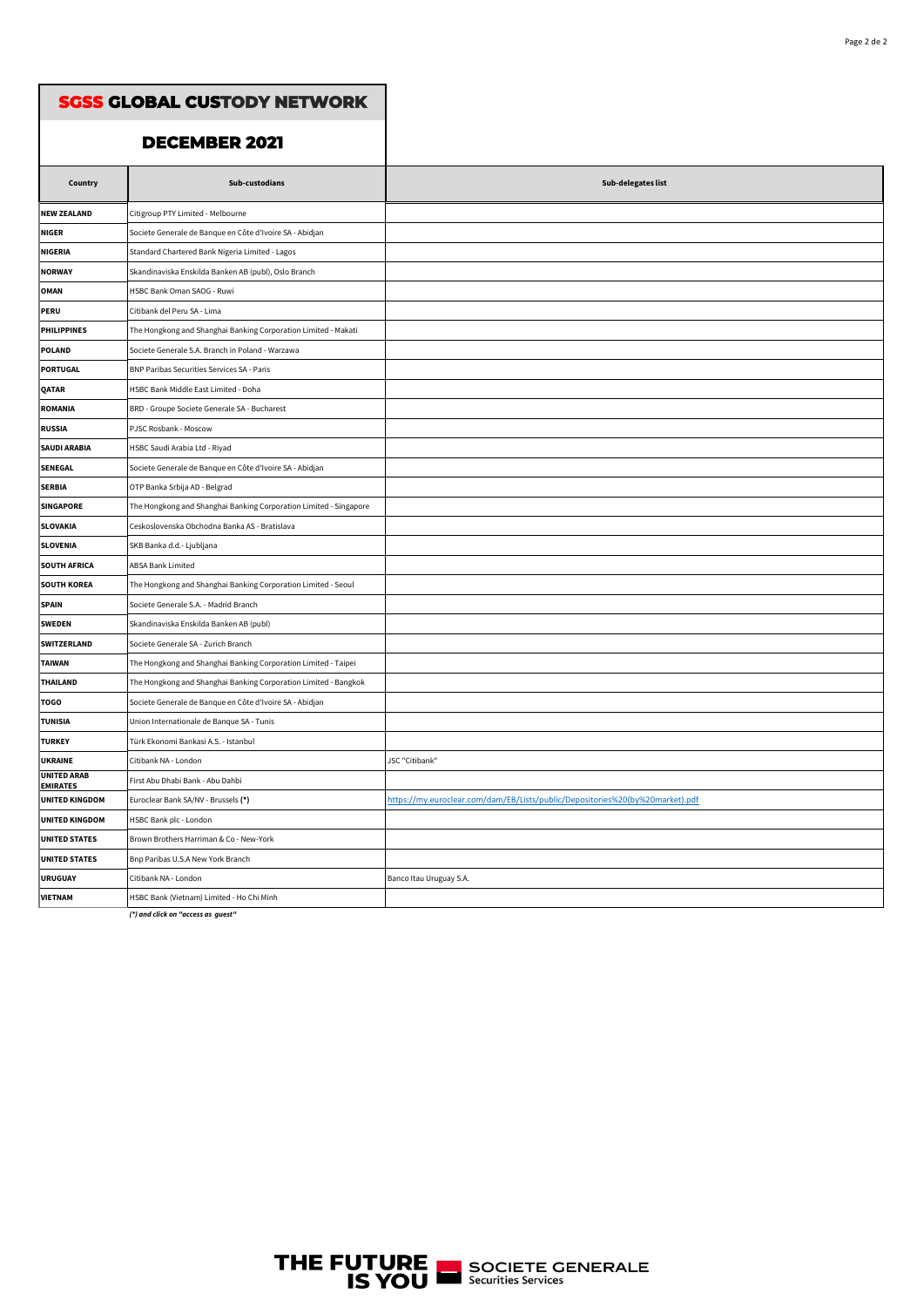## SGSS GLOBAL CUSTODY NETWORK

## DECEMBER 2021

| Country | Sub-custodians | Sub-delegates list |
|---|---|---|
| **NEW ZEALAND** | Citigroup PTY Limited - Melbourne | |
| **NIGER** | Societe Generale de Banque en Côte d'Ivoire SA - Abidjan | |
| **NIGERIA** | Standard Chartered Bank Nigeria Limited - Lagos | |
| **NORWAY** | Skandinaviska Enskilda Banken AB (publ), Oslo Branch | |
| **OMAN** | HSBC Bank Oman SAOG - Ruwi | |
| **PERU** | Citibank del Peru SA - Lima | |
| **PHILIPPINES** | The Hongkong and Shanghai Banking Corporation Limited - Makati | |
| **POLAND** | Societe Generale S.A. Branch in Poland - Warzawa | |
| **PORTUGAL** | BNP Paribas Securities Services SA - Paris | |
| **QATAR** | HSBC Bank Middle East Limited - Doha | |
| **ROMANIA** | BRD - Groupe Societe Generale SA - Bucharest | |
| **RUSSIA** | PJSC Rosbank - Moscow | |
| **SAUDI ARABIA** | HSBC Saudi Arabia Ltd - Riyad | |
| **SENEGAL** | Societe Generale de Banque en Côte d'Ivoire SA - Abidjan | |
| **SERBIA** | OTP Banka Srbija AD - Belgrad | |
| **SINGAPORE** | The Hongkong and Shanghai Banking Corporation Limited - Singapore | |
| **SLOVAKIA** | Ceskoslovenska Obchodna Banka AS - Bratislava | |
| **SLOVENIA** | SKB Banka d.d.- Ljubljana | |
| **SOUTH AFRICA** | ABSA Bank Limited | |
| **SOUTH KOREA** | The Hongkong and Shanghai Banking Corporation Limited - Seoul | |
| **SPAIN** | Societe Generale S.A. - Madrid Branch | |
| **SWEDEN** | Skandinaviska Enskilda Banken AB (publ) | |
| **SWITZERLAND** | Societe Generale SA - Zurich Branch | |
| **TAIWAN** | The Hongkong and Shanghai Banking Corporation Limited - Taipei | |
| **THAILAND** | The Hongkong and Shanghai Banking Corporation Limited - Bangkok | |
| **TOGO** | Societe Generale de Banque en Côte d'Ivoire SA - Abidjan | |
| **TUNISIA** | Union Internationale de Banque SA - Tunis | |
| **TURKEY** | Türk Ekonomi Bankasi A.S. - Istanbul | |
| **UKRAINE** | Citibank NA - London | JSC "Citibank" |
| **UNITED ARAB EMIRATES** | First Abu Dhabi Bank - Abu Dahbi | |
| **UNITED KINGDOM** | Euroclear Bank SA/NV - Brussels **(*)** | https://my.euroclear.com/dam/EB/Lists/public/Depositories%20(by%20market).pdf |
| **UNITED KINGDOM** | HSBC Bank plc - London | |
| **UNITED STATES** | Brown Brothers Harriman & Co - New-York | |
| **UNITED STATES** | Bnp Paribas U.S.A New York Branch | |
| **URUGUAY** | Citibank NA - London | Banco Itau Uruguay S.A. |
| **VIETNAM** | HSBC Bank (Vietnam) Limited - Ho Chi Minh | |

***(*) and click on "access as guest"***

THE FUTURE IS YOU — SOCIETE GENERALE Securities Services